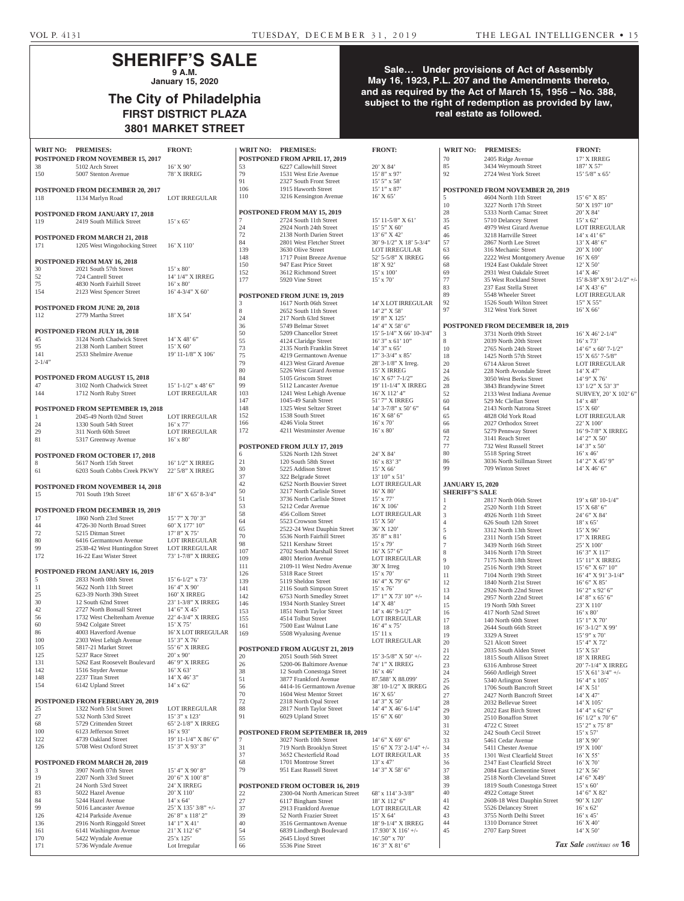# SHERIFF'S SALE

**9 A.M.**
**January 15, 2020**

## The City of Philadelphia
### FIRST DISTRICT PLAZA
### 3801 MARKET STREET

**Sale… Under provisions of Act of Assembly May 16, 1923, P.L. 207 and the Amendments thereto, and as required by the Act of March 15, 1956 – No. 388, subject to the right of redemption as provided by law, real estate as followed.**

| WRIT NO: | PREMISES: | FRONT: |
|---|---|---|
| **POSTPONED FROM NOVEMBER 15, 2017** | | |
| 38 | 5102 Arch Street | 16' X 90' |
| 150 | 5007 Stenton Avenue | 78' X IRREG |
| **POSTPONED FROM DECEMBER 20, 2017** | | |
| 118 | 1134 Marlyn Road | LOT IRREGULAR |
| **POSTPONED FROM JANUARY 17, 2018** | | |
| 119 | 2419 South Millick Street | 15' x 65' |
| **POSTPONED FROM MARCH 21, 2018** | | |
| 171 | 1205 West Wingohocking Street | 16' X 110' |
| **POSTPONED FROM MAY 16, 2018** | | |
| 30 | 2021 South 57th Street | 15' x 80' |
| 52 | 724 Cantrell Street | 14' 1/4" X IRREG |
| 75 | 4830 North Fairhill Street | 16' x 80' |
| 154 | 2123 West Spencer Street | 16' 4-3/4" X 60' |
| **POSTPONED FROM JUNE 20, 2018** | | |
| 112 | 2779 Martha Street | 18' X 54' |
| **POSTPONED FROM JULY 18, 2018** | | |
| 45 | 3124 North Chadwick Street | 14' X 48' 6" |
| 95 | 2138 North Lambert Street | 15' X 60' |
| 141 | 2533 Shelmire Avenue | 19' 11-1/8" X 106' 2-1/4" |
| **POSTPONED FROM AUGUST 15, 2018** | | |
| 47 | 3102 North Chadwick Street | 15' 1-1/2" x 48' 6" |
| 144 | 1712 North Ruby Street | LOT IRREGULAR |
| **POSTPONED FROM SEPTEMBER 19, 2018** | | |
| 1 | 2045-49 North 02nd Street | LOT IRREGULAR |
| 24 | 1330 South 54th Street | 16' x 77' |
| 29 | 311 North 60th Street | LOT IRREGULAR |
| 81 | 5317 Greenway Avenue | 16' x 80' |
| **POSTPONED FROM OCTOBER 17, 2018** | | |
| 8 | 5617 North 15th Street | 16' 1/2" X IRREG |
| 61 | 6203 South Cobbs Creek PKWY | 22' 5/8" X IRREG |
| **POSTPONED FROM NOVEMBER 14, 2018** | | |
| 15 | 701 South 19th Street | 18' 6" X 65' 8-3/4" |
| **POSTPONED FROM DECEMBER 19, 2019** | | |
| 17 | 1860 North 23rd Street | 15' 7" X 70' 3" |
| 44 | 4726-30 North Broad Street | 60' X 177' 10" |
| 72 | 5215 Ditman Street | 17' 8" X 75' |
| 80 | 6416 Germantown Avenue | LOT IRREGULAR |
| 99 | 2538-42 West Huntingdon Street | LOT IRREGULAR |
| 172 | 16-22 East Wister Street | 73' 1-7/8" X IRREG |
| **POSTPONED FROM JANUARY 16, 2019** | | |
| 5 | 2833 North 08th Street | 15' 6-1/2" x 73' |
| 11 | 5622 North 11th Street | 16' 4" X 90' |
| 25 | 623-39 North 39th Street | 160' X IRREG |
| 30 | 12 South 62nd Street | 23' 1-3/8" X IRREG |
| 42 | 2727 North Bonsall Street | 14' 6" X 45' |
| 56 | 1732 West Cheltenham Avenue | 22' 4-3/4" X IRREG |
| 60 | 5942 Colgate Street | 15' X 75' |
| 86 | 4003 Haverford Avenue | 16' X LOT IRREGULAR |
| 100 | 2303 West Lehigh Avenue | 15' 3" X 76' |
| 105 | 5817-21 Market Street | 55' 6" X IRREG |
| 125 | 5237 Race Street | 20' x 90' |
| 131 | 5262 East Roosevelt Boulevard | 46' 9" X IRREG |
| 142 | 1516 Snyder Avenue | 16' X 63' |
| 148 | 2237 Titan Street | 14' X 46' 3" |
| 154 | 6142 Upland Street | 14' x 62' |
| **POSTPONED FROM FEBRUARY 20, 2019** | | |
| 25 | 1322 North 51st Street | LOT IRREGULAR |
| 27 | 532 North 53rd Street | 15' 3" x 123' |
| 68 | 5729 Crittenden Street | 65' 2-1/8" X IRREG |
| 100 | 6123 Jefferson Street | 16' x 93' |
| 122 | 4739 Oakland Street | 19' 11-1/4" X 86' 6" |
| 126 | 5708 West Oxford Street | 15' 3" X 93' 3" |
| **POSTPONED FROM MARCH 20, 2019** | | |
| 3 | 3907 North 07th Street | 15' 4" X 90' 8" |
| 19 | 2207 North 33rd Street | 20' 6" X 100' 8" |
| 21 | 24 North 53rd Street | 24' X IRREG |
| 83 | 5022 Hazel Avenue | 20' X 110' |
| 84 | 5244 Hazel Avenue | 14' x 64' |
| 99 | 5016 Lancaster Avenue | 25' X 135' 3/8" +/- |
| 126 | 4214 Parkside Avenue | 26' 8" x 118' 2" |
| 136 | 2916 North Ringgold Street | 14' 1" X 41' |
| 161 | 6141 Washington Avenue | 21' X 112' 6" |
| 170 | 5422 Wyndale Avenue | 25'x 125' |
| 171 | 5736 Wyndale Avenue | Lot Irregular |
| **POSTPONED FROM APRIL 17, 2019** | | |
| 53 | 6227 Callowhill Street | 20' X 84' |
| 79 | 1531 West Erie Avenue | 15' 8" x 97' |
| 91 | 2327 South Front Street | 15' 5" x 58' |
| 106 | 1915 Haworth Street | 15' 1" x 87' |
| 110 | 3216 Kensington Avenue | 16' X 65' |
| **POSTPONED FROM MAY 15, 2019** | | |
| 7 | 2724 South 11th Street | 15' 11-5/8" X 61' |
| 24 | 2924 North 24th Street | 15' 5" X 60' |
| 72 | 2138 North Darien Street | 13' 6" X 42' |
| 84 | 2801 West Fletcher Street | 30' 9-1/2" X 18' 5-3/4" |
| 139 | 3630 Olive Street | LOT IRREGULAR |
| 148 | 1717 Point Breeze Avenue | 52' 5-5/8" X IRREG |
| 150 | 947 East Price Street | 18' X 92' |
| 152 | 3612 Richmond Street | 15' x 100' |
| 177 | 5920 Vine Street | 15' x 70' |
| **POSTPONED FROM JUNE 19, 2019** | | |
| 3 | 1617 North 06th Street | 14' X LOT IRREGULAR |
| 8 | 2652 South 11th Street | 14' 2" X 58' |
| 24 | 217 North 63rd Street | 19' 8" X 125' |
| 36 | 5749 Belmar Street | 14' 4" X 58' 6" |
| 50 | 5209 Chancellor Street | 15' 5-1/4" X 66' 10-3/4" |
| 55 | 4124 Claridge Street | 16' 3" x 61' 10" |
| 73 | 2135 North Franklin Street | 14' 3" x 65' |
| 75 | 4219 Germantown Avenue | 17' 3-3/4" x 85' |
| 79 | 4123 West Girard Avenue | 28' 3-1/8" X Irreg. |
| 80 | 5226 West Girard Avenue | 15' X IRREG |
| 84 | 5105 Griscom Street | 16' X 67' 7-1/2" |
| 99 | 5112 Lancaster Avenue | 19' 11-1/4" X IRREG |
| 103 | 1241 West Lehigh Avenue | 16' X 112' 4" |
| 147 | 1045-49 Sarah Street | 51' 7" X IRREG |
| 148 | 1325 West Seltzer Street | 14' 3-7/8" x 50' 6" |
| 152 | 1538 South Street | 16' X 68' 6" |
| 166 | 4246 Viola Street | 16' x 70' |
| 172 | 4211 Westminster Avenue | 16' x 80' |
| **POSTPONED FROM JULY 17, 2019** | | |
| 6 | 5326 North 12th Street | 24' X 84' |
| 21 | 120 South 58th Street | 16' x 83' 3" |
| 30 | 5225 Addison Street | 15' X 66' |
| 37 | 322 Belgrade Street | 13' 10" x 51' |
| 42 | 6252 North Bouvier Street | LOT IRREGULAR |
| 50 | 3217 North Carlisle Street | 16' X 80' |
| 51 | 3736 North Carlisle Street | 15' x 77' |
| 53 | 5212 Cedar Avenue | 16' X 106' |
| 58 | 456 Collom Street | LOT IRREGULAR |
| 64 | 5523 Crowson Street | 15' X 50' |
| 65 | 2522-24 West Dauphin Street | 36' X 120' |
| 70 | 5536 North Fairhill Street | 35' 8" x 81' |
| 98 | 5211 Kershaw Street | 15' x 79' |
| 107 | 2702 South Marshall Street | 16' X 57' 6" |
| 109 | 4801 Merion Avenue | LOT IRREGULAR |
| 111 | 2109-11 West Nedro Avenue | 30' X Irreg |
| 126 | 5318 Race Street | 15' x 70' |
| 139 | 5119 Sheldon Street | 16' 4" X 79' 6" |
| 141 | 2116 South Simpson Street | 15' x 76' |
| 142 | 6753 North Smedley Street | 17' 1" X 73' 10" +/- |
| 146 | 1934 North Stanley Street | 14' X 48' |
| 153 | 1851 North Taylor Street | 14' x 46' 9-1/2" |
| 155 | 4514 Tolbut Street | LOT IRREGULAR |
| 161 | 7500 East Walnut Lane | 16' 4" x 75' |
| 169 | 5508 Wyalusing Avenue | 15' 11 x LOT IRREGULAR |
| **POSTPONED FROM AUGUST 21, 2019** | | |
| 20 | 2051 South 56th Street | 15' 3-5/8" X 50' +/- |
| 26 | 5200-06 Baltimore Avenue | 74' 1" X IRREG |
| 38 | 12 South Conestoga Street | 16' x 46' |
| 51 | 3877 Frankford Avenue | 87.588' X 88.099' |
| 56 | 4414-16 Germantown Avenue | 38' 10-1/2" X IRREG |
| 70 | 1604 West Mentor Street | 16' X 65' |
| 72 | 2318 North Opal Street | 14' 3" X 50' |
| 88 | 2817 North Taylor Street | 14' 4" X 46' 6-1/4" |
| 91 | 6029 Upland Street | 15' 6" X 60' |
| **POSTPONED FROM SEPTEMBER 18, 2019** | | |
| 7 | 3027 North 10th Street | 14' 6" X 69' 6" |
| 31 | 719 North Brooklyn Street | 15' 6" X 73' 2-1/4" +/- |
| 37 | 3652 Chesterfield Road | LOT IRREGULAR |
| 68 | 1701 Montrose Street | 13' x 47' |
| 79 | 951 East Russell Street | 14' 3" X 58' 6" |
| **POSTPONED FROM OCTOBER 16, 2019** | | |
| 22 | 2300-04 North American Street | 68' x 114' 3-3/8" |
| 27 | 6117 Bingham Street | 18' X 112' 6" |
| 37 | 2913 Frankford Avenue | LOT IRREGULAR |
| 39 | 52 North Frazier Street | 15' X 64' |
| 40 | 3516 Germantown Avenue | 18' 9-1/4" X IRREG |
| 54 | 6839 Lindbergh Boulevard | 17.930' X 116' +/- |
| 55 | 2645 Lloyd Street | 16'.50" x 70' |
| 66 | 5536 Pine Street | 16' 3" X 81' 6" |
| 70 | 2405 Ridge Avenue | 17' X IRREG |
| 85 | 3434 Weymouth Street | 187' X 57' |
| 92 | 2724 West York Street | 15' 5/8" x 65' |
| **POSTPONED FROM NOVEMBER 20, 2019** | | |
| 5 | 4604 North 11th Street | 15' 6" X 85' |
| 10 | 3227 North 17th Street | 50' X 197' 10" |
| 28 | 5333 North Camac Street | 20' X 84' |
| 35 | 5710 Delancey Street | 15' x 62' |
| 45 | 4979 West Girard Avenue | LOT IRREGULAR |
| 46 | 3218 Hartville Street | 14' x 41' 6" |
| 57 | 2867 North Lee Street | 13' X 48' 6" |
| 63 | 316 Mechanic Street | 20' X 100' |
| 66 | 2222 West Montgomery Avenue | 16' X 69' |
| 68 | 1924 East Oakdale Street | 12' X 50' |
| 69 | 2931 West Oakdale Street | 14' X 46' |
| 77 | 35 West Rockland Street | 15' 8-3/8" X 91' 2-1/2" +/- |
| 83 | 237 East Stella Street | 14' X 43' 6" |
| 89 | 5548 Wheeler Street | LOT IRREGULAR |
| 92 | 1526 South Wilton Street | 15" X 55" |
| 97 | 312 West York Street | 16' X 66' |
| **POSTPONED FROM DECEMBER 18, 2019** | | |
| 3 | 3731 North 09th Street | 16' X 46' 2-1/4" |
| 8 | 2039 North 20th Street | 16' x 73' |
| 10 | 2765 North 24th Street | 14' 6" x 60' 7-1/2" |
| 18 | 1425 North 57th Street | 15' X 65' 7-5/8" |
| 20 | 6714 Akron Street | LOT IRREGULAR |
| 24 | 228 North Avondale Street | 14' X 47' |
| 26 | 3050 West Berks Street | 14' 9" X 76' |
| 28 | 3843 Brandywine Street | 13' 1/2" X 53' 3" |
| 52 | 2133 West Indiana Avenue | SURVEY, 20' X 102' 6" |
| 60 | 529 Mc Clellan Street | 14' x 48' |
| 64 | 2143 North Natrona Street | 15' X 60' |
| 65 | 4828 Old York Road | LOT IRREGULAR |
| 66 | 2027 Orthodox Street | 22' X 100' |
| 68 | 5279 Pennway Street | 16' 9-7/8" X IRREG |
| 72 | 3141 Reach Street | 14' 2" X 50' |
| 77 | 732 West Russell Street | 14' 3" x 50' |
| 80 | 5518 Spring Street | 16' x 46' |
| 86 | 3036 North Stillman Street | 14' 2" X 45' 9" |
| 99 | 709 Winton Street | 14' X 46' 6" |
| **JANUARY 15, 2020 SHERIFF'S SALE** | | |
| 1 | 2817 North 06th Street | 19' x 68' 10-1/4" |
| 2 | 2520 North 11th Street | 15' X 68' 6" |
| 3 | 4926 North 11th Street | 24' 6" X 84' |
| 4 | 626 South 12th Street | 18' x 65' |
| 5 | 3312 North 13th Street | 15' X 96' |
| 6 | 2311 North 15th Street | 17' X IRREG |
| 7 | 3439 North 16th Street | 25' X 100' |
| 8 | 3416 North 17th Street | 16' 3" X 117' |
| 9 | 7175 North 18th Street | 15' 11" X IRREG |
| 10 | 2516 North 19th Street | 15' 6" X 67' 10" |
| 11 | 7104 North 19th Street | 16' 4" X 91' 3-1/4" |
| 12 | 1840 North 21st Street | 16' 6" X 85' |
| 13 | 2926 North 22nd Street | 16' 2" x 92' 6" |
| 14 | 2957 North 22nd Street | 14' 8" x 65' 6" |
| 15 | 19 North 50th Street | 23' X 110' |
| 16 | 417 North 52nd Street | 16' x 80' |
| 17 | 140 North 60th Street | 15' 1" X 70' |
| 18 | 2644 South 66th Street | 16' 3-1/2" X 99' |
| 19 | 3329 A Street | 15' 9" x 70' |
| 20 | 521 Alcott Street | 15' 4" X 72' |
| 21 | 2035 South Alden Street | 15' X 53' |
| 22 | 1815 South Allison Street | 18' X IRREG |
| 23 | 6316 Ambrose Street | 20' 7-1/4" X IRREG |
| 24 | 5660 Ardleigh Street | 15' X 61' 3/4" +/- |
| 25 | 5340 Arlington Street | 16' 4" x 105' |
| 26 | 1706 South Bancroft Street | 14' X 51' |
| 27 | 2427 North Bancroft Street | 14' X 47' |
| 28 | 2032 Bellevue Street | 14' X 105' |
| 29 | 2022 East Birch Street | 14' 4" x 62' 6" |
| 30 | 2510 Bonaffon Street | 16' 1/2" x 70' 6" |
| 31 | 4722 C Street | 15' 2" x 75' 8" |
| 32 | 242 South Cecil Street | 15' x 57' |
| 33 | 5461 Cedar Avenue | 18' X 90' |
| 34 | 5411 Chester Avenue | 19' X 100' |
| 35 | 1301 West Clearfield Street | 16' X 55' |
| 36 | 2347 East Clearfield Street | 16' X 70' |
| 37 | 2084 East Clementine Street | 12' X 56' |
| 38 | 2518 North Cleveland Street | 14' 6" X49' |
| 39 | 1819 South Conestoga Street | 15' x 60' |
| 40 | 4922 Cottage Street | 14' 6" X 82' |
| 41 | 2608-18 West Dauphin Street | 90' X 120' |
| 42 | 5526 Delancey Street | 16' x 62' |
| 43 | 3755 North Delhi Street | 16' x 45' |
| 44 | 1310 Dorrance Street | 16' X 40' |
| 45 | 2707 Earp Street | 14' X 50' |

*Tax Sale continues on* **16**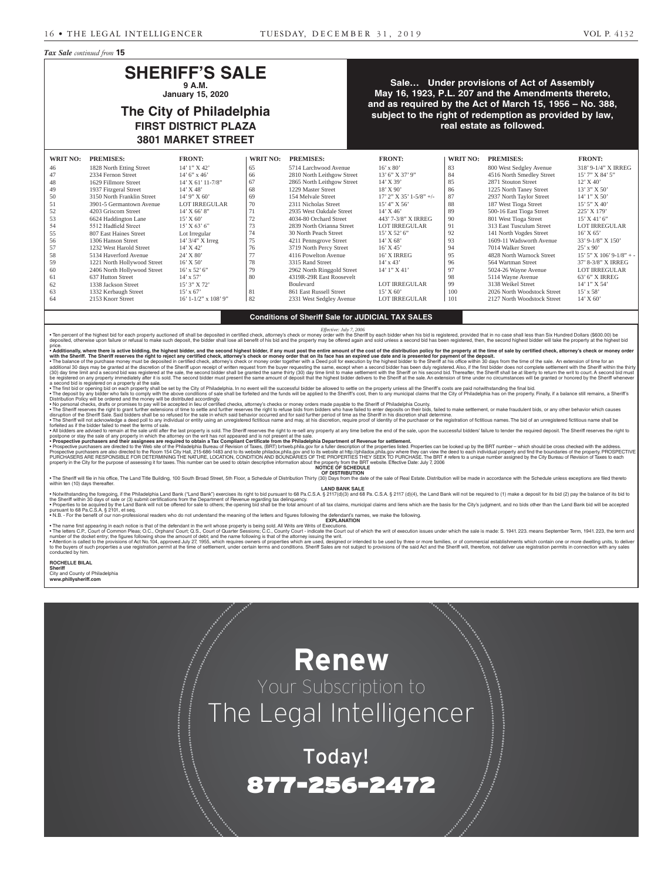*Tax Sale continued from* **15**

# SHERIFF'S SALE

**9 A.M.**
**January 15, 2020**

## The City of Philadelphia

**FIRST DISTRICT PLAZA**
**3801 MARKET STREET**

**Sale… Under provisions of Act of Assembly May 16, 1923, P.L. 207 and the Amendments thereto, and as required by the Act of March 15, 1956 – No. 388, subject to the right of redemption as provided by law, real estate as followed.**

| WRIT NO: | PREMISES: | FRONT: | WRIT NO: | PREMISES: | FRONT: | WRIT NO: | PREMISES: | FRONT: |
|---|---|---|---|---|---|---|---|---|
| 46 | 1828 North Etting Street | 14' 1" X 42' | 65 | 5714 Larchwood Avenue | 16' x 80' | 83 | 800 West Sedgley Avenue | 318' 9-1/4" X IRREG |
| 47 | 2334 Fernon Street | 14' 6" x 46' | 66 | 2810 North Leithgow Street | 13' 6" X 37' 9" | 84 | 4516 North Smedley Street | 15' 7" X 84' 5" |
| 48 | 1629 Fillmore Street | 14' X 61' 11-7/8" | 67 | 2865 North Leithgow Street | 14' X 39' | 85 | 2871 Stouton Street | 12' X 40' |
| 49 | 1937 Fitzgeral Street | 14' X 48' | 68 | 1229 Master Street | 18' X 90' | 86 | 1225 North Taney Street | 13' 3" X 50' |
| 50 | 3150 North Franklin Street | 14' 9" X 60' | 69 | 154 Melvale Street | 17' 2" X 35' 1-5/8" +/- | 87 | 2937 North Taylor Street | 14' 1" X 50' |
| 51 | 3901-5 Germantown Avenue | LOT IRREGULAR | 70 | 2311 Nicholas Street | 15' 4" X 56' | 88 | 187 West Tioga Street | 15' 5" X 40' |
| 52 | 4203 Griscom Street | 14' X 66' 8" | 71 | 2935 West Oakdale Street | 14' X 46' | 89 | 500-16 East Tioga Street | 225' X 179' |
| 53 | 6624 Haddington Lane | 15' X 60' | 72 | 4034-80 Orchard Street | 443' 7-3/8" X IRREG | 90 | 801 West Tioga Street | 15' X 41' 6" |
| 54 | 5512 Hadfield Street | 15' X 63' 6" | 73 | 2839 North Orianna Street | LOT IRREGULAR | 91 | 313 East Tusculum Street | LOT IRREGULAR |
| 55 | 807 East Haines Street | Lot Irregular | 74 | 30 North Peach Street | 15' X 52' 6" | 92 | 141 North Vogdes Street | 16' X 65' |
| 56 | 1306 Hanson Street | 14' 3/4" X Irreg | 75 | 4211 Pennsgrove Street | 14' X 68' | 93 | 1609-11 Wadsworth Avenue | 33' 9-1/8" X 150' |
| 57 | 1232 West Harold Street | 14' X 42' | 76 | 3719 North Percy Street | 16' X 45' | 94 | 7014 Walker Street | 25' x 90' |
| 58 | 5134 Haverford Avenue | 24' X 80' | 77 | 4116 Powelton Avenue | 16' X IRREG | 95 | 4828 North Warnock Street | 15' 5" X 106' 9-1/8" + - |
| 59 | 1221 North Hollywood Street | 16' X 50' | 78 | 3315 Rand Street | 14' x 43' | 96 | 564 Wartman Street | 37' 8-3/8" X IRREG |
| 60 | 2406 North Hollywood Street | 16' x 52' 6" | 79 | 2962 North Ringgold Street | 14' 1" X 41' | 97 | 5024-26 Wayne Avenue | LOT IRREGULAR |
| 61 | 637 Hutton Street | 14' x 57' | 80 | 4319R-29R East Roosevelt Boulevard | LOT IRREGULAR | 98 | 5114 Wayne Avenue | 63' 6" X IRREG |
| 62 | 1338 Jackson Street | 15' 3" X 72' | | | | 99 | 3138 Weikel Street | 14' 1" X 54' |
| 63 | 1332 Kerbaugh Street | 15' x 67' | 81 | 861 East Russell Street | 15' X 60' | 100 | 2026 North Woodstock Street | 15' x 58' |
| 64 | 2153 Knorr Street | 16' 1-1/2" x 108' 9" | 82 | 2331 West Sedgley Avenue | LOT IRREGULAR | 101 | 2127 North Woodstock Street | 14' X 60' |

### Conditions of Sheriff Sale for JUDICIAL TAX SALES

*Effective: July 7, 2006*

• Ten percent of the highest bid for each property auctioned off shall be deposited in certified check, attorney's check or money order with the Sheriff by each bidder when his bid is registered, provided that in no case shall less than Six Hundred Dollars ($600.00) be deposited, otherwise upon failure or refusal to make such deposit, the bidder shall lose all benefit of his bid and the property may be offered again and sold unless a second bid has been registered, then, the second highest bidder will take the property at the highest bid price.

**• Additionally, where there is active bidding, the highest bidder, and the second highest bidder, if any must post the entire amount of the cost of the distribution policy for the property at the time of sale by certified check, attorney's check or money order with the Sheriff. The Sheriff reserves the right to reject any certified check, attorney's check or money order that on its face has an expired use date and is presented for payment of the deposit.**

• The balance of the purchase money must be deposited in certified check, attorney's check or money order together with a Deed poll for execution by the highest bidder to the Sheriff at his office within 30 days from the time of the sale. An extension of time for an additional 30 days may be granted at the discretion of the Sheriff upon receipt of written request from the buyer requesting the same, except when a second bidder has been duly registered. Also, if the first bidder does not complete settlement with the Sheriff within the thirty (30) day time limit and a second bid was registered at the sale, the second bidder shall be granted the same thirty (30) day time limit to make settlement with the Sheriff on his second bid. Thereafter, the Sheriff shall be at liberty to return the writ to court. A second bid must be registered on any property immediately after it is sold. The second bidder must present the same amount of deposit that the highest bidder delivers to the Sheriff at the sale. An extension of time under no circumstances will be granted or honored by the Sheriff whenever a second bid is registered on a property at the sale.

• The first bid or opening bid on each property shall be set by the City of Philadelphia. In no event will the successful bidder be allowed to settle on the property unless all the Sheriff's costs are paid notwithstanding the final bid.

• The deposit by any bidder who fails to comply with the above conditions of sale shall be forfeited and the funds will be applied to the Sheriff's cost, then to any municipal claims that the City of Philadelphia has on the property. Finally, if a balance still remains, a Sheriff's Distribution Policy will be ordered and the money will be distributed accordingly.

• No personal checks, drafts or promises to pay will be accepted in lieu of certified checks, attorney's checks or money orders made payable to the Sheriff of Philadelphia County.

• The Sheriff reserves the right to grant further extensions of time to settle and further reserves the right to refuse bids from bidders who have failed to enter deposits on their bids, failed to make settlement, or make fraudulent bids, or any other behavior which causes disruption of the Sheriff Sale. Said bidders shall be so refused for the sale in which said behavior occurred and for said further period of time as the Sheriff in his discretion shall determine.

• The Sheriff will not acknowledge a deed poll to any individual or entity using an unregistered fictitious name and may, at his discretion, require proof of identity of the purchaser or the registration of fictitious names. The bid of an unregistered fictitious name shall be forfeited as if the bidder failed to meet the terms of sale.

• All bidders are advised to remain at the sale until after the last property is sold. The Sheriff reserves the right to re-sell any property at any time before the end of the sale, upon the successful bidders' failure to tender the required deposit. The Sheriff reserves the right to postpone or stay the sale of any property in which the attorney on the writ has not appeared and is not present at the sale.

**• Prospective purchasers and their assignees are required to obtain a Tax Compliant Certificate from the Philadelphia Department of Revenue for settlement.**

• Prospective purchasers are directed to the Web site of the Philadelphia Bureau of Revision of Taxes, (BRT) brtweb.phila.gov for a fuller description of the properties listed. Properties can be looked up by the BRT number – which should be cross checked with the address. Prospective purchasers are also directed to the Room 154 City Hall, 215-686-1483 and to its website philadox.phila.gov and to its website at http://philadox.phila.gov where they can view the deed to each individual property and find the boundaries of the property. PROSPECTIVE PURCHASERS ARE RESPONSIBLE FOR DETERMINING THE NATURE, LOCATION, CONDITION AND BOUNDARIES OF THE PROPERTIES THEY SEEK TO PURCHASE. The BRT # refers to a unique number assigned by the City Bureau of Revision of Taxes to each property in the City for the purpose of assessing it for taxes. This number can be used to obtain descriptive information about the property from the BRT website. Effective Date: July 7, 2006

**NOTICE OF SCHEDULE OF DISTRIBUTION**

• The Sheriff will file in his office, The Land Title Building, 100 South Broad Street, 5th Floor, a Schedule of Distribution Thirty (30) Days from the date of the sale of Real Estate. Distribution will be made in accordance with the Schedule unless exceptions are filed thereto within ten (10) days thereafter.

**LAND BANK SALE**

• Notwithstanding the foregoing, if the Philadelphia Land Bank ("Land Bank") exercises its right to bid pursuant to 68 Pa.C.S.A. § 2117(d)(3) and 68 Pa. C.S.A. § 2117 (d)(4), the Land Bank will not be required to (1) make a deposit for its bid (2) pay the balance of its bid to the Sheriff within 30 days of sale or (3) submit certifications from the Department of Revenue regarding tax delinquency.

• Properties to be acquired by the Land Bank will not be offered for sale to others; the opening bid shall be the total amount of all tax claims, municipal claims and liens which are the basis for the City's judgment, and no bids other than the Land Bank bid will be accepted pursuant to 68 Pa.C.S.A. § 2101, et seq.

• N.B. - For the benefit of our non-professional readers who do not understand the meaning of the letters and figures following the defendant's names, we make the following.

**EXPLANATION**

• The name first appearing in each notice is that of the defendant in the writ whose property is being sold. All Writs are Writs of Executions.

• The letters C.P., Court of Common Pleas; O.C., Orphans' Court; Q.S., Court of Quarter Sessions; C.C., County Court - indicate the Court out of which the writ of execution issues under which the sale is made: S. 1941. 223. means September Term, 1941. 223, the term and number of the docket entry; the figures following show the amount of debt; and the name following is that of the attorney issuing the writ.

• Attention is called to the provisions of Act No.104, approved July 27, 1955, which requires owners of properties which are used, designed or intended to be used by three or more families, or of commercial establishments which contain one or more dwelling units, to deliver to the buyers of such properties a use registration permit at the time of settlement, under certain terms and conditions. Sheriff Sales are not subject to provisions of the said Act and the Sheriff will, therefore, not deliver use registration permits in connection with any sales conducted by him.

**ROCHELLE BILAL**
**Sheriff**
City and County of Philadelphia
**www.phillysheriff.com**

**Renew**

Your Subscription to

The Legal Intelligencer

Today!

**877-256-2472**